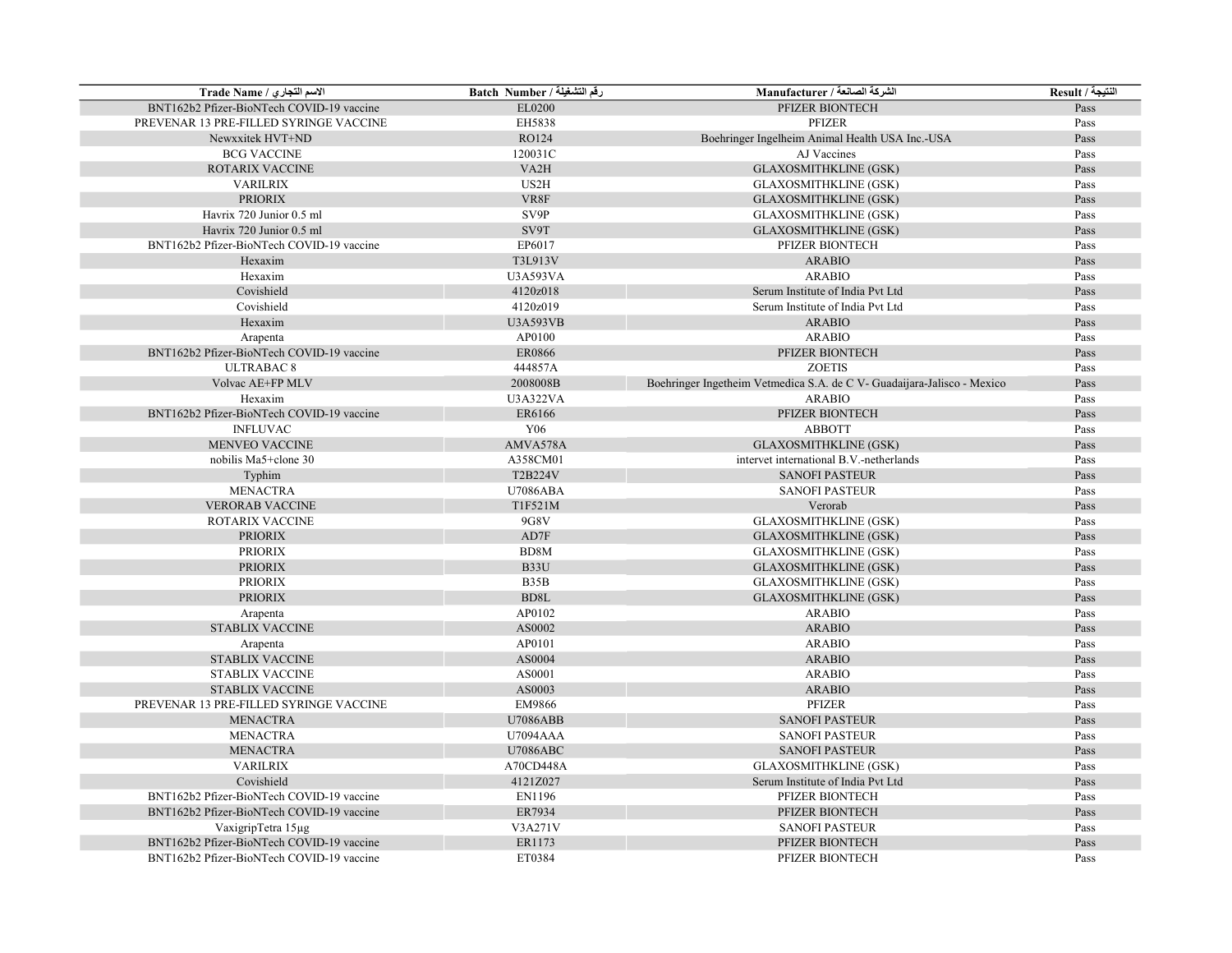| Trade Name / الاسم التجاري | Batch Number / رقم التشغيلة | Manufacturer / الشركة الصانعة | Result / النتيجة |
|---|---|---|---|
| BNT162b2 Pfizer-BioNTech COVID-19 vaccine | EL0200 | PFIZER BIONTECH | Pass |
| PREVENAR 13 PRE-FILLED SYRINGE VACCINE | EH5838 | PFIZER | Pass |
| Newxxitek HVT+ND | RO124 | Boehringer Ingelheim Animal Health USA Inc.-USA | Pass |
| BCG VACCINE | 120031C | AJ Vaccines | Pass |
| ROTARIX VACCINE | VA2H | GLAXOSMITHKLINE (GSK) | Pass |
| VARILRIX | US2H | GLAXOSMITHKLINE (GSK) | Pass |
| PRIORIX | VR8F | GLAXOSMITHKLINE (GSK) | Pass |
| Havrix 720 Junior 0.5 ml | SV9P | GLAXOSMITHKLINE (GSK) | Pass |
| Havrix 720 Junior 0.5 ml | SV9T | GLAXOSMITHKLINE (GSK) | Pass |
| BNT162b2 Pfizer-BioNTech COVID-19 vaccine | EP6017 | PFIZER BIONTECH | Pass |
| Hexaxim | T3L913V | ARABIO | Pass |
| Hexaxim | U3A593VA | ARABIO | Pass |
| Covishield | 4120z018 | Serum Institute of India Pvt Ltd | Pass |
| Covishield | 4120z019 | Serum Institute of India Pvt Ltd | Pass |
| Hexaxim | U3A593VB | ARABIO | Pass |
| Arapenta | AP0100 | ARABIO | Pass |
| BNT162b2 Pfizer-BioNTech COVID-19 vaccine | ER0866 | PFIZER BIONTECH | Pass |
| ULTRABAC 8 | 444857A | ZOETIS | Pass |
| Volvac AE+FP MLV | 2008008B | Boehringer Ingetheim Vetmedica S.A. de C V- Guadaijara-Jalisco - Mexico | Pass |
| Hexaxim | U3A322VA | ARABIO | Pass |
| BNT162b2 Pfizer-BioNTech COVID-19 vaccine | ER6166 | PFIZER BIONTECH | Pass |
| INFLUVAC | Y06 | ABBOTT | Pass |
| MENVEO VACCINE | AMVA578A | GLAXOSMITHKLINE (GSK) | Pass |
| nobilis Ma5+clone 30 | A358CM01 | intervet international B.V.-netherlands | Pass |
| Typhim | T2B224V | SANOFI PASTEUR | Pass |
| MENACTRA | U7086ABA | SANOFI PASTEUR | Pass |
| VERORAB VACCINE | T1F521M | Verorab | Pass |
| ROTARIX VACCINE | 9G8V | GLAXOSMITHKLINE (GSK) | Pass |
| PRIORIX | AD7F | GLAXOSMITHKLINE (GSK) | Pass |
| PRIORIX | BD8M | GLAXOSMITHKLINE (GSK) | Pass |
| PRIORIX | B33U | GLAXOSMITHKLINE (GSK) | Pass |
| PRIORIX | B35B | GLAXOSMITHKLINE (GSK) | Pass |
| PRIORIX | BD8L | GLAXOSMITHKLINE (GSK) | Pass |
| Arapenta | AP0102 | ARABIO | Pass |
| STABLIX VACCINE | AS0002 | ARABIO | Pass |
| Arapenta | AP0101 | ARABIO | Pass |
| STABLIX VACCINE | AS0004 | ARABIO | Pass |
| STABLIX VACCINE | AS0001 | ARABIO | Pass |
| STABLIX VACCINE | AS0003 | ARABIO | Pass |
| PREVENAR 13 PRE-FILLED SYRINGE VACCINE | EM9866 | PFIZER | Pass |
| MENACTRA | U7086ABB | SANOFI PASTEUR | Pass |
| MENACTRA | U7094AAA | SANOFI PASTEUR | Pass |
| MENACTRA | U7086ABC | SANOFI PASTEUR | Pass |
| VARILRIX | A70CD448A | GLAXOSMITHKLINE (GSK) | Pass |
| Covishield | 4121Z027 | Serum Institute of India Pvt Ltd | Pass |
| BNT162b2 Pfizer-BioNTech COVID-19 vaccine | EN1196 | PFIZER BIONTECH | Pass |
| BNT162b2 Pfizer-BioNTech COVID-19 vaccine | ER7934 | PFIZER BIONTECH | Pass |
| VaxigripTetra 15µg | V3A271V | SANOFI PASTEUR | Pass |
| BNT162b2 Pfizer-BioNTech COVID-19 vaccine | ER1173 | PFIZER BIONTECH | Pass |
| BNT162b2 Pfizer-BioNTech COVID-19 vaccine | ET0384 | PFIZER BIONTECH | Pass |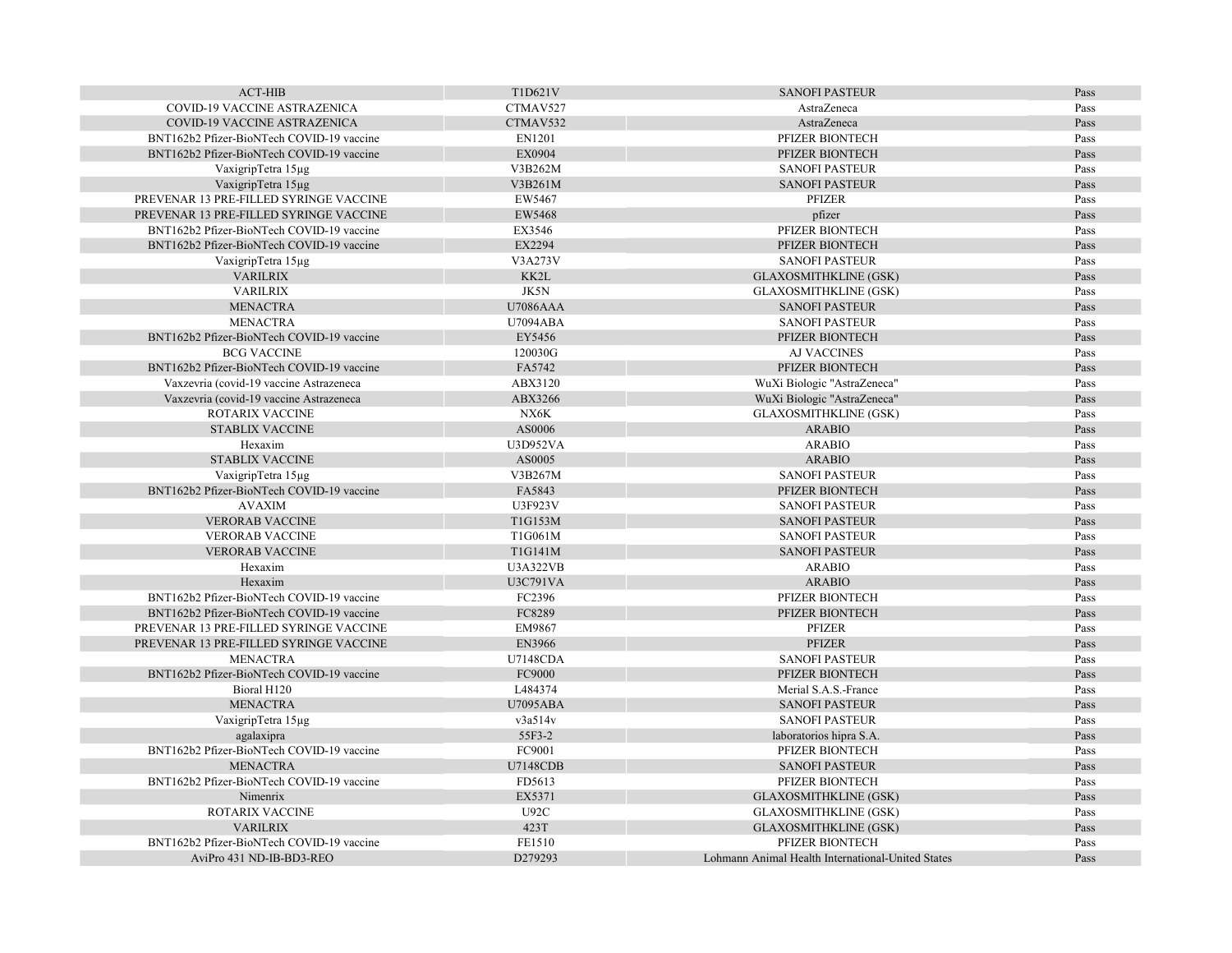| | | | |
|---|---|---|---|
| ACT-HIB | T1D621V | SANOFI PASTEUR | Pass |
| COVID-19 VACCINE ASTRAZENICA | CTMAV527 | AstraZeneca | Pass |
| COVID-19 VACCINE ASTRAZENICA | CTMAV532 | AstraZeneca | Pass |
| BNT162b2 Pfizer-BioNTech COVID-19 vaccine | EN1201 | PFIZER BIONTECH | Pass |
| BNT162b2 Pfizer-BioNTech COVID-19 vaccine | EX0904 | PFIZER BIONTECH | Pass |
| VaxigripTetra 15µg | V3B262M | SANOFI PASTEUR | Pass |
| VaxigripTetra 15µg | V3B261M | SANOFI PASTEUR | Pass |
| PREVENAR 13 PRE-FILLED SYRINGE VACCINE | EW5467 | PFIZER | Pass |
| PREVENAR 13 PRE-FILLED SYRINGE VACCINE | EW5468 | pfizer | Pass |
| BNT162b2 Pfizer-BioNTech COVID-19 vaccine | EX3546 | PFIZER BIONTECH | Pass |
| BNT162b2 Pfizer-BioNTech COVID-19 vaccine | EX2294 | PFIZER BIONTECH | Pass |
| VaxigripTetra 15µg | V3A273V | SANOFI PASTEUR | Pass |
| VARILRIX | KK2L | GLAXOSMITHKLINE (GSK) | Pass |
| VARILRIX | JK5N | GLAXOSMITHKLINE (GSK) | Pass |
| MENACTRA | U7086AAA | SANOFI PASTEUR | Pass |
| MENACTRA | U7094ABA | SANOFI PASTEUR | Pass |
| BNT162b2 Pfizer-BioNTech COVID-19 vaccine | EY5456 | PFIZER BIONTECH | Pass |
| BCG VACCINE | 120030G | AJ VACCINES | Pass |
| BNT162b2 Pfizer-BioNTech COVID-19 vaccine | FA5742 | PFIZER BIONTECH | Pass |
| Vaxzevria (covid-19 vaccine Astrazeneca | ABX3120 | WuXi Biologic "AstraZeneca" | Pass |
| Vaxzevria (covid-19 vaccine Astrazeneca | ABX3266 | WuXi Biologic "AstraZeneca" | Pass |
| ROTARIX VACCINE | NX6K | GLAXOSMITHKLINE (GSK) | Pass |
| STABLIX VACCINE | AS0006 | ARABIO | Pass |
| Hexaxim | U3D952VA | ARABIO | Pass |
| STABLIX VACCINE | AS0005 | ARABIO | Pass |
| VaxigripTetra 15µg | V3B267M | SANOFI PASTEUR | Pass |
| BNT162b2 Pfizer-BioNTech COVID-19 vaccine | FA5843 | PFIZER BIONTECH | Pass |
| AVAXIM | U3F923V | SANOFI PASTEUR | Pass |
| VERORAB VACCINE | T1G153M | SANOFI PASTEUR | Pass |
| VERORAB VACCINE | T1G061M | SANOFI PASTEUR | Pass |
| VERORAB VACCINE | T1G141M | SANOFI PASTEUR | Pass |
| Hexaxim | U3A322VB | ARABIO | Pass |
| Hexaxim | U3C791VA | ARABIO | Pass |
| BNT162b2 Pfizer-BioNTech COVID-19 vaccine | FC2396 | PFIZER BIONTECH | Pass |
| BNT162b2 Pfizer-BioNTech COVID-19 vaccine | FC8289 | PFIZER BIONTECH | Pass |
| PREVENAR 13 PRE-FILLED SYRINGE VACCINE | EM9867 | PFIZER | Pass |
| PREVENAR 13 PRE-FILLED SYRINGE VACCINE | EN3966 | PFIZER | Pass |
| MENACTRA | U7148CDA | SANOFI PASTEUR | Pass |
| BNT162b2 Pfizer-BioNTech COVID-19 vaccine | FC9000 | PFIZER BIONTECH | Pass |
| Bioral H120 | L484374 | Merial S.A.S.-France | Pass |
| MENACTRA | U7095ABA | SANOFI PASTEUR | Pass |
| VaxigripTetra 15µg | v3a514v | SANOFI PASTEUR | Pass |
| agalaxipra | 55F3-2 | laboratorios hipra S.A. | Pass |
| BNT162b2 Pfizer-BioNTech COVID-19 vaccine | FC9001 | PFIZER BIONTECH | Pass |
| MENACTRA | U7148CDB | SANOFI PASTEUR | Pass |
| BNT162b2 Pfizer-BioNTech COVID-19 vaccine | FD5613 | PFIZER BIONTECH | Pass |
| Nimenrix | EX5371 | GLAXOSMITHKLINE (GSK) | Pass |
| ROTARIX VACCINE | U92C | GLAXOSMITHKLINE (GSK) | Pass |
| VARILRIX | 423T | GLAXOSMITHKLINE (GSK) | Pass |
| BNT162b2 Pfizer-BioNTech COVID-19 vaccine | FE1510 | PFIZER BIONTECH | Pass |
| AviPro 431 ND-IB-BD3-REO | D279293 | Lohmann Animal Health International-United States | Pass |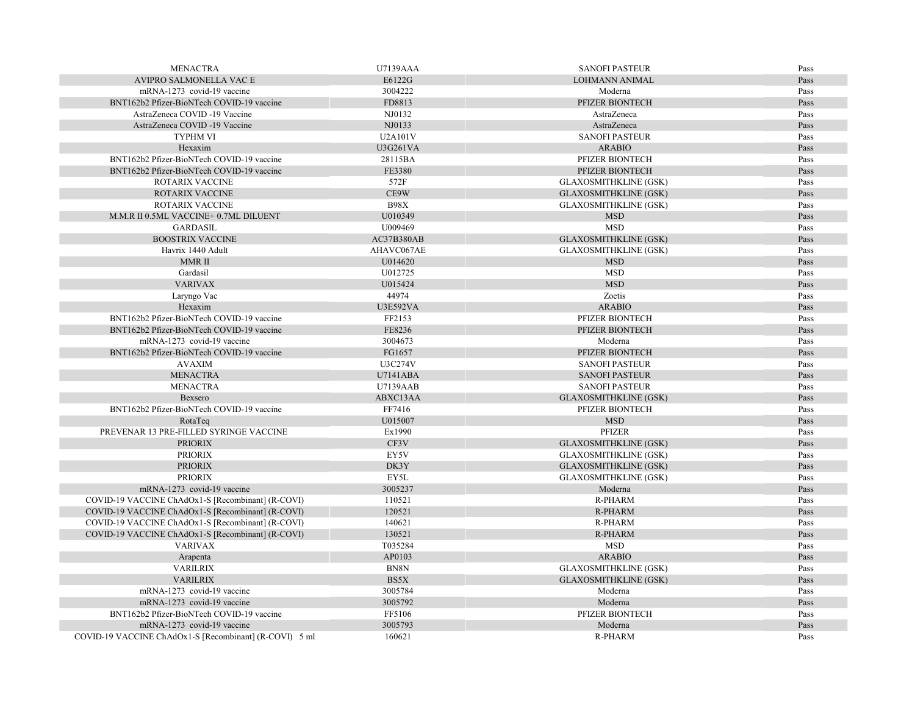| | | | |
|---|---|---|---|
| MENACTRA | U7139AAA | SANOFI PASTEUR | Pass |
| AVIPRO SALMONELLA VAC E | E6122G | LOHMANN ANIMAL | Pass |
| mRNA-1273 covid-19 vaccine | 3004222 | Moderna | Pass |
| BNT162b2 Pfizer-BioNTech COVID-19 vaccine | FD8813 | PFIZER BIONTECH | Pass |
| AstraZeneca COVID -19 Vaccine | NJ0132 | AstraZeneca | Pass |
| AstraZeneca COVID -19 Vaccine | NJ0133 | AstraZeneca | Pass |
| TYPHM VI | U2A101V | SANOFI PASTEUR | Pass |
| Hexaxim | U3G261VA | ARABIO | Pass |
| BNT162b2 Pfizer-BioNTech COVID-19 vaccine | 28115BA | PFIZER BIONTECH | Pass |
| BNT162b2 Pfizer-BioNTech COVID-19 vaccine | FE3380 | PFIZER BIONTECH | Pass |
| ROTARIX VACCINE | 572F | GLAXOSMITHKLINE (GSK) | Pass |
| ROTARIX VACCINE | CE9W | GLAXOSMITHKLINE (GSK) | Pass |
| ROTARIX VACCINE | B98X | GLAXOSMITHKLINE (GSK) | Pass |
| M.M.R II 0.5ML VACCINE+ 0.7ML DILUENT | U010349 | MSD | Pass |
| GARDASIL | U009469 | MSD | Pass |
| BOOSTRIX VACCINE | AC37B380AB | GLAXOSMITHKLINE (GSK) | Pass |
| Havrix 1440 Adult | AHAVC067AE | GLAXOSMITHKLINE (GSK) | Pass |
| MMR II | U014620 | MSD | Pass |
| Gardasil | U012725 | MSD | Pass |
| VARIVAX | U015424 | MSD | Pass |
| Laryngo Vac | 44974 | Zoetis | Pass |
| Hexaxim | U3E592VA | ARABIO | Pass |
| BNT162b2 Pfizer-BioNTech COVID-19 vaccine | FF2153 | PFIZER BIONTECH | Pass |
| BNT162b2 Pfizer-BioNTech COVID-19 vaccine | FE8236 | PFIZER BIONTECH | Pass |
| mRNA-1273 covid-19 vaccine | 3004673 | Moderna | Pass |
| BNT162b2 Pfizer-BioNTech COVID-19 vaccine | FG1657 | PFIZER BIONTECH | Pass |
| AVAXIM | U3C274V | SANOFI PASTEUR | Pass |
| MENACTRA | U7141ABA | SANOFI PASTEUR | Pass |
| MENACTRA | U7139AAB | SANOFI PASTEUR | Pass |
| Bexsero | ABXC13AA | GLAXOSMITHKLINE (GSK) | Pass |
| BNT162b2 Pfizer-BioNTech COVID-19 vaccine | FF7416 | PFIZER BIONTECH | Pass |
| RotaTeq | U015007 | MSD | Pass |
| PREVENAR 13 PRE-FILLED SYRINGE VACCINE | Ex1990 | PFIZER | Pass |
| PRIORIX | CF3V | GLAXOSMITHKLINE (GSK) | Pass |
| PRIORIX | EY5V | GLAXOSMITHKLINE (GSK) | Pass |
| PRIORIX | DK3Y | GLAXOSMITHKLINE (GSK) | Pass |
| PRIORIX | EY5L | GLAXOSMITHKLINE (GSK) | Pass |
| mRNA-1273 covid-19 vaccine | 3005237 | Moderna | Pass |
| COVID-19 VACCINE ChAdOx1-S [Recombinant] (R-COVI) | 110521 | R-PHARM | Pass |
| COVID-19 VACCINE ChAdOx1-S [Recombinant] (R-COVI) | 120521 | R-PHARM | Pass |
| COVID-19 VACCINE ChAdOx1-S [Recombinant] (R-COVI) | 140621 | R-PHARM | Pass |
| COVID-19 VACCINE ChAdOx1-S [Recombinant] (R-COVI) | 130521 | R-PHARM | Pass |
| VARIVAX | T035284 | MSD | Pass |
| Arapenta | AP0103 | ARABIO | Pass |
| VARILRIX | BN8N | GLAXOSMITHKLINE (GSK) | Pass |
| VARILRIX | BS5X | GLAXOSMITHKLINE (GSK) | Pass |
| mRNA-1273 covid-19 vaccine | 3005784 | Moderna | Pass |
| mRNA-1273 covid-19 vaccine | 3005792 | Moderna | Pass |
| BNT162b2 Pfizer-BioNTech COVID-19 vaccine | FF5106 | PFIZER BIONTECH | Pass |
| mRNA-1273 covid-19 vaccine | 3005793 | Moderna | Pass |
| COVID-19 VACCINE ChAdOx1-S [Recombinant] (R-COVI) 5 ml | 160621 | R-PHARM | Pass |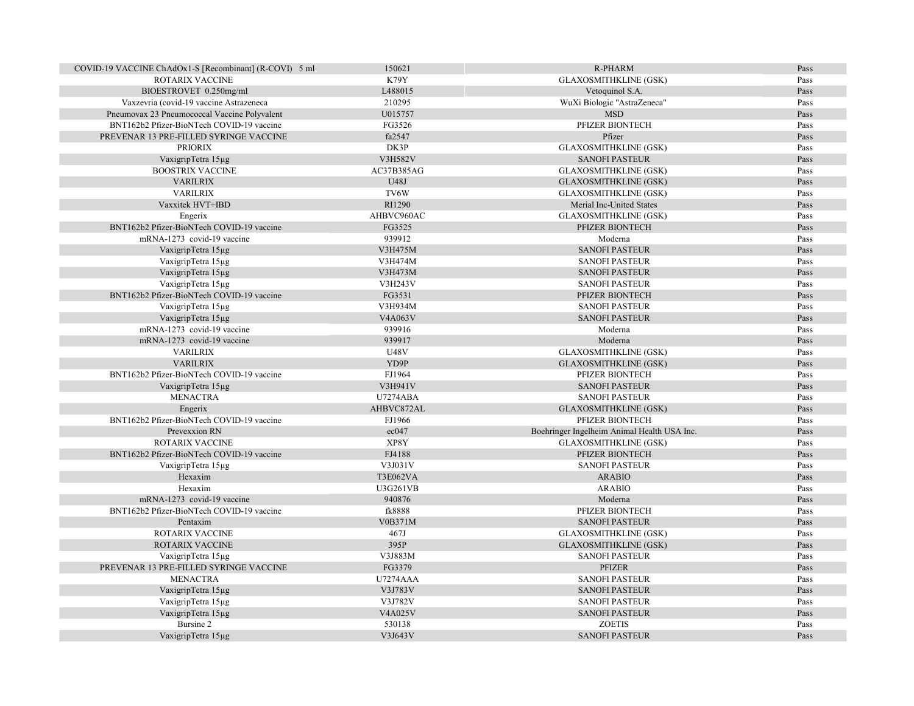| | | | |
|---|---|---|---|
| COVID-19 VACCINE ChAdOx1-S [Recombinant] (R-COVI) 5 ml | 150621 | R-PHARM | Pass |
| ROTARIX VACCINE | K79Y | GLAXOSMITHKLINE (GSK) | Pass |
| BIOESTROVET 0.250mg/ml | L488015 | Vetoquinol S.A. | Pass |
| Vaxzevria (covid-19 vaccine Astrazeneca | 210295 | WuXi Biologic "AstraZeneca" | Pass |
| Pneumovax 23 Pneumococcal Vaccine Polyvalent | U015757 | MSD | Pass |
| BNT162b2 Pfizer-BioNTech COVID-19 vaccine | FG3526 | PFIZER BIONTECH | Pass |
| PREVENAR 13 PRE-FILLED SYRINGE VACCINE | fa2547 | Pfizer | Pass |
| PRIORIX | DK3P | GLAXOSMITHKLINE (GSK) | Pass |
| VaxigripTetra 15µg | V3H582V | SANOFI PASTEUR | Pass |
| BOOSTRIX VACCINE | AC37B385AG | GLAXOSMITHKLINE (GSK) | Pass |
| VARILRIX | U48J | GLAXOSMITHKLINE (GSK) | Pass |
| VARILRIX | TV6W | GLAXOSMITHKLINE (GSK) | Pass |
| Vaxxitek HVT+IBD | RI1290 | Merial Inc-United States | Pass |
| Engerix | AHBVC960AC | GLAXOSMITHKLINE (GSK) | Pass |
| BNT162b2 Pfizer-BioNTech COVID-19 vaccine | FG3525 | PFIZER BIONTECH | Pass |
| mRNA-1273 covid-19 vaccine | 939912 | Moderna | Pass |
| VaxigripTetra 15µg | V3H475M | SANOFI PASTEUR | Pass |
| VaxigripTetra 15µg | V3H474M | SANOFI PASTEUR | Pass |
| VaxigripTetra 15µg | V3H473M | SANOFI PASTEUR | Pass |
| VaxigripTetra 15µg | V3H243V | SANOFI PASTEUR | Pass |
| BNT162b2 Pfizer-BioNTech COVID-19 vaccine | FG3531 | PFIZER BIONTECH | Pass |
| VaxigripTetra 15µg | V3H934M | SANOFI PASTEUR | Pass |
| VaxigripTetra 15µg | V4A063V | SANOFI PASTEUR | Pass |
| mRNA-1273 covid-19 vaccine | 939916 | Moderna | Pass |
| mRNA-1273 covid-19 vaccine | 939917 | Moderna | Pass |
| VARILRIX | U48V | GLAXOSMITHKLINE (GSK) | Pass |
| VARILRIX | YD9P | GLAXOSMITHKLINE (GSK) | Pass |
| BNT162b2 Pfizer-BioNTech COVID-19 vaccine | FJ1964 | PFIZER BIONTECH | Pass |
| VaxigripTetra 15µg | V3H941V | SANOFI PASTEUR | Pass |
| MENACTRA | U7274ABA | SANOFI PASTEUR | Pass |
| Engerix | AHBVC872AL | GLAXOSMITHKLINE (GSK) | Pass |
| BNT162b2 Pfizer-BioNTech COVID-19 vaccine | FJ1966 | PFIZER BIONTECH | Pass |
| Prevexxion RN | ec047 | Boehringer Ingelheim Animal Health USA Inc. | Pass |
| ROTARIX VACCINE | XP8Y | GLAXOSMITHKLINE (GSK) | Pass |
| BNT162b2 Pfizer-BioNTech COVID-19 vaccine | FJ4188 | PFIZER BIONTECH | Pass |
| VaxigripTetra 15µg | V3J031V | SANOFI PASTEUR | Pass |
| Hexaxim | T3E062VA | ARABIO | Pass |
| Hexaxim | U3G261VB | ARABIO | Pass |
| mRNA-1273 covid-19 vaccine | 940876 | Moderna | Pass |
| BNT162b2 Pfizer-BioNTech COVID-19 vaccine | fk8888 | PFIZER BIONTECH | Pass |
| Pentaxim | V0B371M | SANOFI PASTEUR | Pass |
| ROTARIX VACCINE | 467J | GLAXOSMITHKLINE (GSK) | Pass |
| ROTARIX VACCINE | 395P | GLAXOSMITHKLINE (GSK) | Pass |
| VaxigripTetra 15µg | V3J883M | SANOFI PASTEUR | Pass |
| PREVENAR 13 PRE-FILLED SYRINGE VACCINE | FG3379 | PFIZER | Pass |
| MENACTRA | U7274AAA | SANOFI PASTEUR | Pass |
| VaxigripTetra 15µg | V3J783V | SANOFI PASTEUR | Pass |
| VaxigripTetra 15µg | V3J782V | SANOFI PASTEUR | Pass |
| VaxigripTetra 15µg | V4A025V | SANOFI PASTEUR | Pass |
| Bursine 2 | 530138 | ZOETIS | Pass |
| VaxigripTetra 15µg | V3J643V | SANOFI PASTEUR | Pass |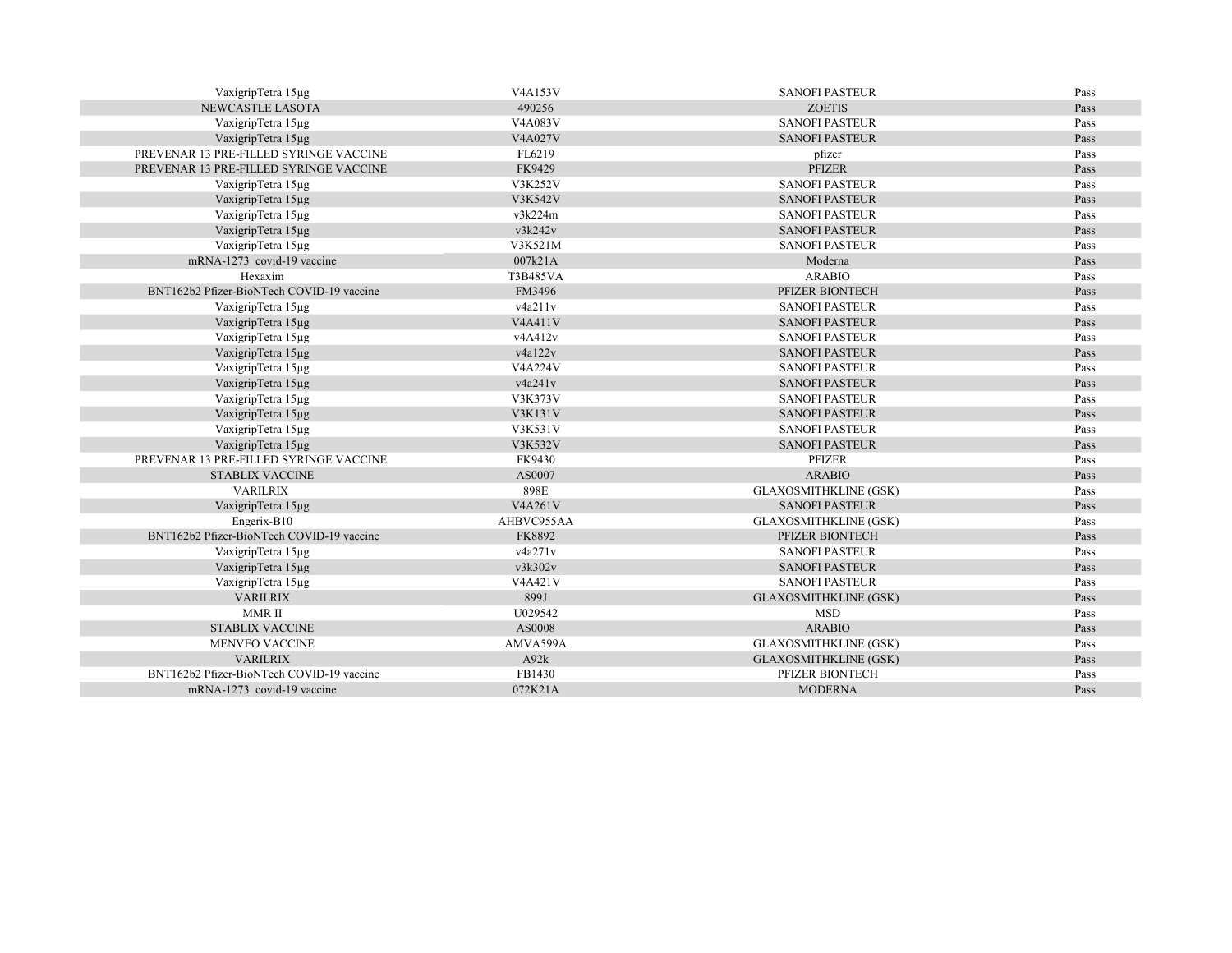| | | | |
|---|---|---|---|
| VaxigripTetra 15µg | V4A153V | SANOFI PASTEUR | Pass |
| NEWCASTLE LASOTA | 490256 | ZOETIS | Pass |
| VaxigripTetra 15µg | V4A083V | SANOFI PASTEUR | Pass |
| VaxigripTetra 15µg | V4A027V | SANOFI PASTEUR | Pass |
| PREVENAR 13 PRE-FILLED SYRINGE VACCINE | FL6219 | pfizer | Pass |
| PREVENAR 13 PRE-FILLED SYRINGE VACCINE | FK9429 | PFIZER | Pass |
| VaxigripTetra 15µg | V3K252V | SANOFI PASTEUR | Pass |
| VaxigripTetra 15µg | V3K542V | SANOFI PASTEUR | Pass |
| VaxigripTetra 15µg | v3k224m | SANOFI PASTEUR | Pass |
| VaxigripTetra 15µg | v3k242v | SANOFI PASTEUR | Pass |
| VaxigripTetra 15µg | V3K521M | SANOFI PASTEUR | Pass |
| mRNA-1273 covid-19 vaccine | 007k21A | Moderna | Pass |
| Hexaxim | T3B485VA | ARABIO | Pass |
| BNT162b2 Pfizer-BioNTech COVID-19 vaccine | FM3496 | PFIZER BIONTECH | Pass |
| VaxigripTetra 15µg | v4a211v | SANOFI PASTEUR | Pass |
| VaxigripTetra 15µg | V4A411V | SANOFI PASTEUR | Pass |
| VaxigripTetra 15µg | v4A412v | SANOFI PASTEUR | Pass |
| VaxigripTetra 15µg | v4a122v | SANOFI PASTEUR | Pass |
| VaxigripTetra 15µg | V4A224V | SANOFI PASTEUR | Pass |
| VaxigripTetra 15µg | v4a241v | SANOFI PASTEUR | Pass |
| VaxigripTetra 15µg | V3K373V | SANOFI PASTEUR | Pass |
| VaxigripTetra 15µg | V3K131V | SANOFI PASTEUR | Pass |
| VaxigripTetra 15µg | V3K531V | SANOFI PASTEUR | Pass |
| VaxigripTetra 15µg | V3K532V | SANOFI PASTEUR | Pass |
| PREVENAR 13 PRE-FILLED SYRINGE VACCINE | FK9430 | PFIZER | Pass |
| STABLIX VACCINE | AS0007 | ARABIO | Pass |
| VARILRIX | 898E | GLAXOSMITHKLINE (GSK) | Pass |
| VaxigripTetra 15µg | V4A261V | SANOFI PASTEUR | Pass |
| Engerix-B10 | AHBVC955AA | GLAXOSMITHKLINE (GSK) | Pass |
| BNT162b2 Pfizer-BioNTech COVID-19 vaccine | FK8892 | PFIZER BIONTECH | Pass |
| VaxigripTetra 15µg | v4a271v | SANOFI PASTEUR | Pass |
| VaxigripTetra 15µg | v3k302v | SANOFI PASTEUR | Pass |
| VaxigripTetra 15µg | V4A421V | SANOFI PASTEUR | Pass |
| VARILRIX | 899J | GLAXOSMITHKLINE (GSK) | Pass |
| MMR II | U029542 | MSD | Pass |
| STABLIX VACCINE | AS0008 | ARABIO | Pass |
| MENVEO VACCINE | AMVA599A | GLAXOSMITHKLINE (GSK) | Pass |
| VARILRIX | A92k | GLAXOSMITHKLINE (GSK) | Pass |
| BNT162b2 Pfizer-BioNTech COVID-19 vaccine | FB1430 | PFIZER BIONTECH | Pass |
| mRNA-1273 covid-19 vaccine | 072K21A | MODERNA | Pass |